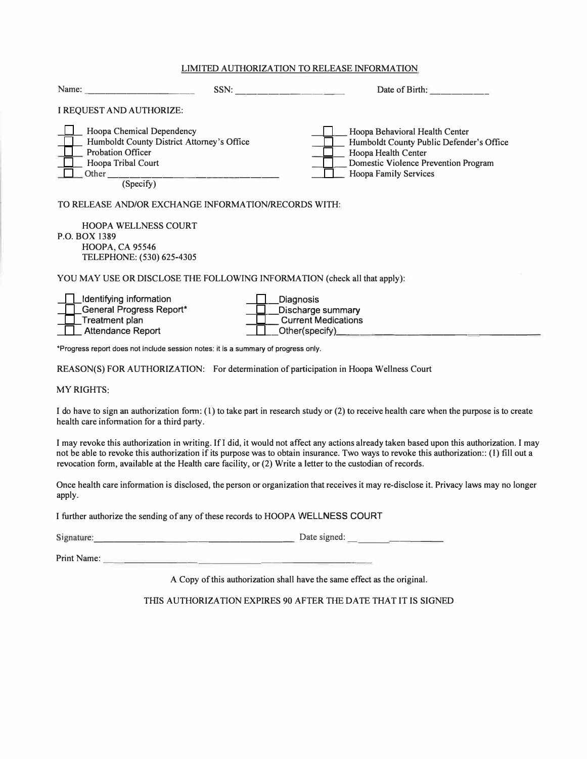## LIMITED AUTHORIZATION TO RELEASE INFORMATION

Name: ____________________ SSN: ____________________ Date of Birth: ____________

I REQUEST AND AUTHORIZE:

- ☐ Hoopa Chemical Dependency
- ☐ Humboldt County District Attorney's Office
- ☐ Probation Officer
- ☐ Hoopa Tribal Court
- ☐ Other ______________________________ (Specify)
- ☐ Hoopa Behavioral Health Center
- ☐ Humboldt County Public Defender's Office
- ☐ Hoopa Health Center
- ☐ Domestic Violence Prevention Program
- ☐ Hoopa Family Services

TO RELEASE AND/OR EXCHANGE INFORMATION/RECORDS WITH:

HOOPA WELLNESS COURT
P.O. BOX 1389
HOOPA, CA 95546
TELEPHONE: (530) 625-4305

YOU MAY USE OR DISCLOSE THE FOLLOWING INFORMATION (check all that apply):

- ☐ Identifying information
- ☐ General Progress Report*
- ☐ Treatment plan
- ☐ Attendance Report
- ☐ Diagnosis
- ☐ Discharge summary
- ☐ Current Medications
- ☐ Other(specify)______________________________

*Progress report does not include session notes: it is a summary of progress only.

REASON(S) FOR AUTHORIZATION: For determination of participation in Hoopa Wellness Court

MY RIGHTS:

I do have to sign an authorization form: (1) to take part in research study or (2) to receive health care when the purpose is to create health care information for a third party.

I may revoke this authorization in writing. If I did, it would not affect any actions already taken based upon this authorization. I may not be able to revoke this authorization if its purpose was to obtain insurance. Two ways to revoke this authorization:: (1) fill out a revocation form, available at the Health care facility, or (2) Write a letter to the custodian of records.

Once health care information is disclosed, the person or organization that receives it may re-disclose it. Privacy laws may no longer apply.

I further authorize the sending of any of these records to HOOPA WELLNESS COURT

Signature: ______________________________ Date signed: ____________

Print Name: ______________________________

A Copy of this authorization shall have the same effect as the original.

THIS AUTHORIZATION EXPIRES 90 AFTER THE DATE THAT IT IS SIGNED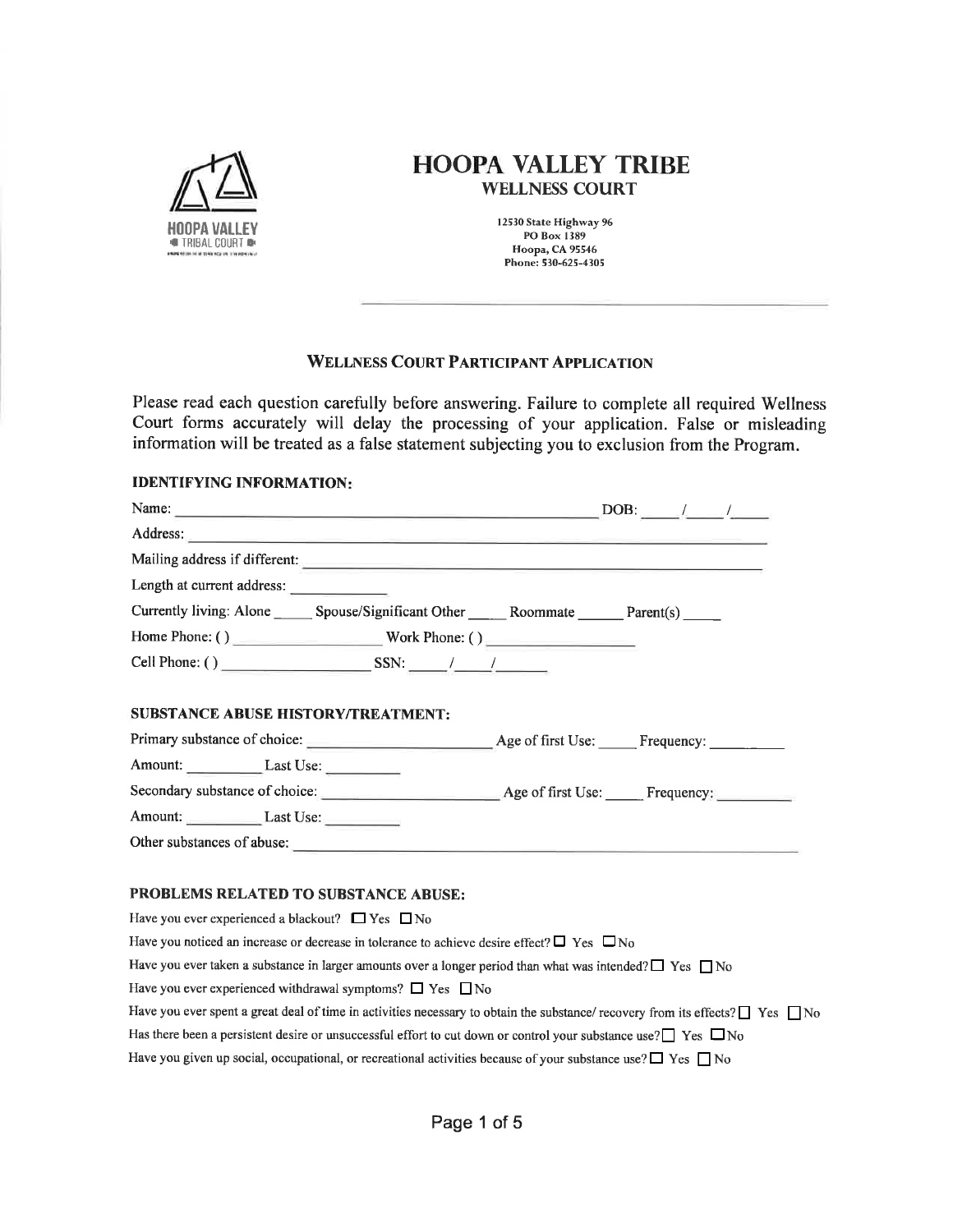# HOOPA VALLEY TRIBE

## WELLNESS COURT

12530 State Highway 96
PO Box 1389
Hoopa, CA 95546
Phone: 530-625-4305

---

### WELLNESS COURT PARTICIPANT APPLICATION

Please read each question carefully before answering. Failure to complete all required Wellness Court forms accurately will delay the processing of your application. False or misleading information will be treated as a false statement subjecting you to exclusion from the Program.

**IDENTIFYING INFORMATION:**

Name: ______________________________ DOB: ____/____/____

Address: ______________________________

Mailing address if different: ______________________________

Length at current address: __________

Currently living: Alone _____ Spouse/Significant Other _____ Roommate _____ Parent(s) _____

Home Phone: ( ) ______________ Work Phone: ( ) ______________

Cell Phone: ( ) ______________ SSN: ____/____/____

**SUBSTANCE ABUSE HISTORY/TREATMENT:**

Primary substance of choice: ______________ Age of first Use: _____ Frequency: _________

Amount: _________ Last Use: _________

Secondary substance of choice: ______________ Age of first Use: _____ Frequency: _________

Amount: _________ Last Use: _________

Other substances of abuse: ______________________________

**PROBLEMS RELATED TO SUBSTANCE ABUSE:**

Have you ever experienced a blackout? ☐ Yes ☐ No

Have you noticed an increase or decrease in tolerance to achieve desire effect? ☐ Yes ☐ No

Have you ever taken a substance in larger amounts over a longer period than what was intended? ☐ Yes ☐ No

Have you ever experienced withdrawal symptoms? ☐ Yes ☐ No

Have you ever spent a great deal of time in activities necessary to obtain the substance/ recovery from its effects? ☐ Yes ☐ No

Has there been a persistent desire or unsuccessful effort to cut down or control your substance use? ☐ Yes ☐ No

Have you given up social, occupational, or recreational activities because of your substance use? ☐ Yes ☐ No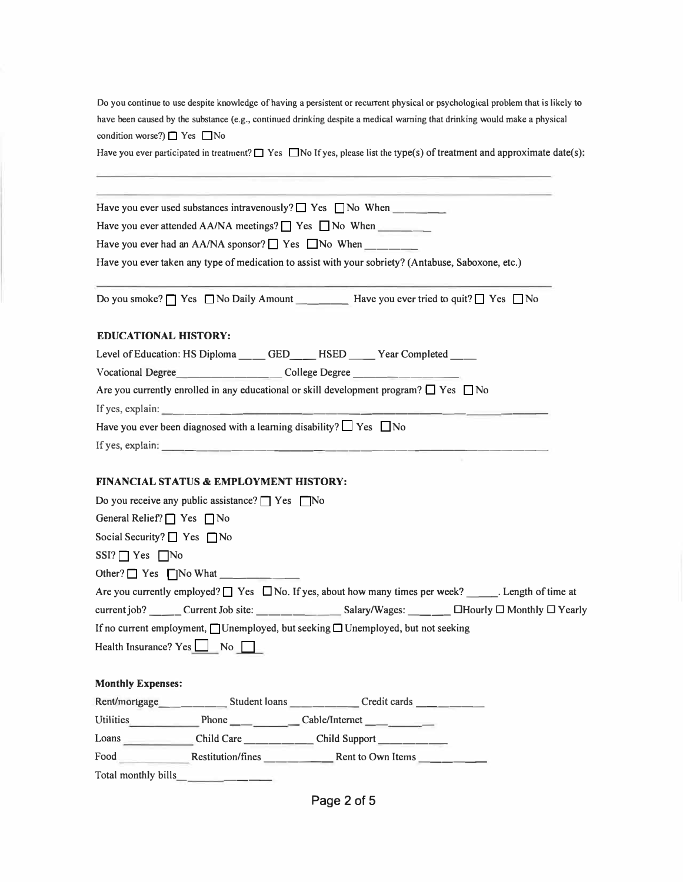Do you continue to use despite knowledge of having a persistent or recurrent physical or psychological problem that is likely to have been caused by the substance (e.g., continued drinking despite a medical warning that drinking would make a physical condition worse?) ☐ Yes ☐No

Have you ever participated in treatment? ☐ Yes ☐No If yes, please list the type(s) of treatment and approximate date(s):

______________________________________________________________________

______________________________________________________________________

Have you ever used substances intravenously? ☐ Yes ☐No When __________

Have you ever attended AA/NA meetings? ☐ Yes ☐No When __________

Have you ever had an AA/NA sponsor? ☐ Yes ☐No When __________

Have you ever taken any type of medication to assist with your sobriety? (Antabuse, Saboxone, etc.)

______________________________________________________________________

Do you smoke? ☐ Yes ☐No Daily Amount __________ Have you ever tried to quit? ☐ Yes ☐No

**EDUCATIONAL HISTORY:**

Level of Education: HS Diploma _____ GED_____ HSED _____ Year Completed _____

Vocational Degree__________________ College Degree __________________

Are you currently enrolled in any educational or skill development program? ☐ Yes ☐No

If yes, explain: ______________________________________________________________

Have you ever been diagnosed with a learning disability? ☐ Yes ☐No

If yes, explain: ______________________________________________________________

**FINANCIAL STATUS & EMPLOYMENT HISTORY:**

Do you receive any public assistance? ☐ Yes ☐No

General Relief? ☐ Yes ☐No

Social Security? ☐ Yes ☐No

SSI? ☐ Yes ☐No

Other? ☐ Yes ☐No What ______________

Are you currently employed? ☐ Yes ☐No. If yes, about how many times per week? ______. Length of time at current job? ______ Current Job site: ______________ Salary/Wages: ________ ☐Hourly ☐ Monthly ☐ Yearly

If no current employment, ☐Unemployed, but seeking ☐ Unemployed, but not seeking

Health Insurance? Yes ☐ No ☐

**Monthly Expenses:**

Rent/mortgage____________ Student loans ____________ Credit cards ____________

Utilities____________ Phone ____________ Cable/Internet ____________

Loans ____________ Child Care ____________ Child Support ____________

Food ____________ Restitution/fines ____________ Rent to Own Items ____________

Total monthly bills________________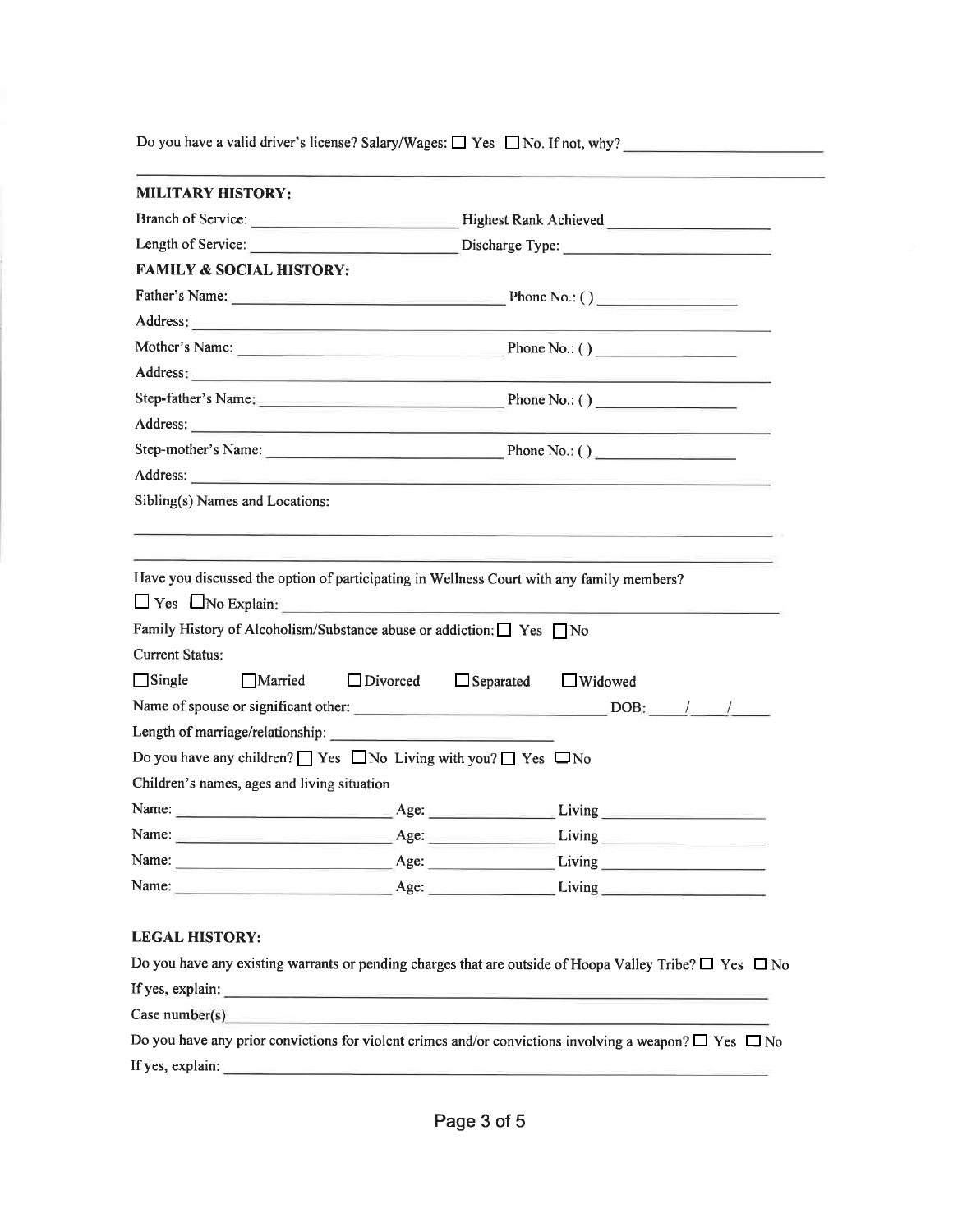Do you have a valid driver's license? Salary/Wages: ☐ Yes ☐ No. If not, why? ____________________

---

**MILITARY HISTORY:**

Branch of Service: ____________________ Highest Rank Achieved ____________________

Length of Service: ____________________ Discharge Type: ____________________

**FAMILY & SOCIAL HISTORY:**

Father's Name: ____________________ Phone No.: ( ) ____________________

Address: ____________________

Mother's Name: ____________________ Phone No.: ( ) ____________________

Address: ____________________

Step-father's Name: ____________________ Phone No.: ( ) ____________________

Address: ____________________

Step-mother's Name: ____________________ Phone No.: ( ) ____________________

Address: ____________________

Sibling(s) Names and Locations:

____________________

____________________

Have you discussed the option of participating in Wellness Court with any family members?

☐ Yes ☐ No Explain: ____________________

Family History of Alcoholism/Substance abuse or addiction: ☐ Yes ☐ No

Current Status:

☐ Single ☐ Married ☐ Divorced ☐ Separated ☐ Widowed

Name of spouse or significant other: ____________________ DOB: ____/____/____

Length of marriage/relationship: ____________________

Do you have any children? ☐ Yes ☐ No Living with you? ☐ Yes ☐ No

Children's names, ages and living situation

Name: ____________________ Age: ____________ Living ____________

Name: ____________________ Age: ____________ Living ____________

Name: ____________________ Age: ____________ Living ____________

Name: ____________________ Age: ____________ Living ____________

**LEGAL HISTORY:**

Do you have any existing warrants or pending charges that are outside of Hoopa Valley Tribe? ☐ Yes ☐ No

If yes, explain: ____________________

Case number(s) ____________________

Do you have any prior convictions for violent crimes and/or convictions involving a weapon? ☐ Yes ☐ No

If yes, explain: ____________________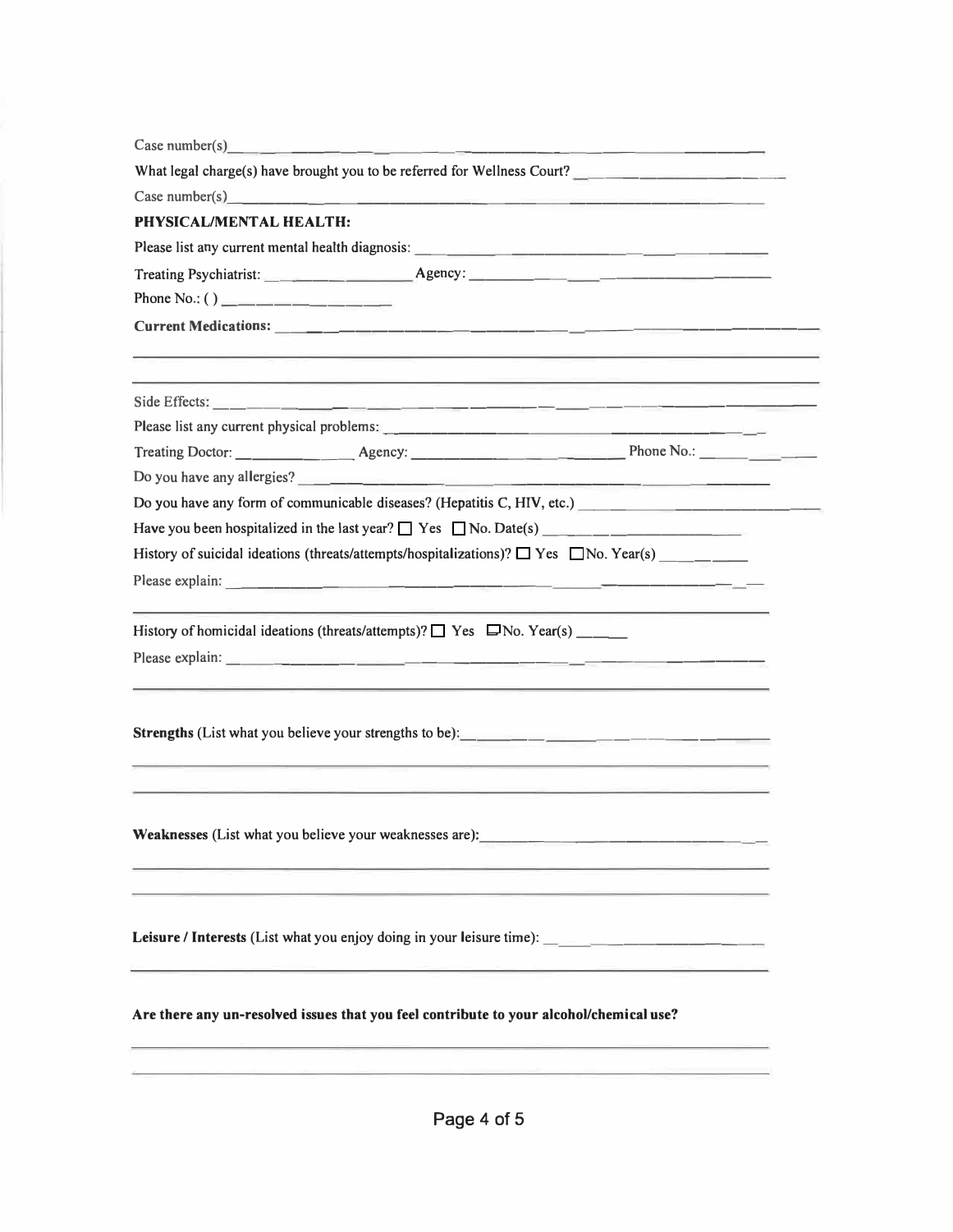Case number(s)\_\_\_\_\_\_\_\_\_\_\_\_\_\_\_\_\_\_\_\_\_\_\_\_\_\_\_\_\_\_\_\_\_\_\_\_\_\_\_\_\_\_\_\_\_\_\_\_

What legal charge(s) have brought you to be referred for Wellness Court? \_\_\_\_\_\_\_\_\_\_\_\_\_\_\_\_\_\_\_\_\_\_

Case number(s)\_\_\_\_\_\_\_\_\_\_\_\_\_\_\_\_\_\_\_\_\_\_\_\_\_\_\_\_\_\_\_\_\_\_\_\_\_\_\_\_\_\_\_\_\_\_\_\_

**PHYSICAL/MENTAL HEALTH:**

Please list any current mental health diagnosis: \_\_\_\_\_\_\_\_\_\_\_\_\_\_\_\_\_\_\_\_\_\_\_\_\_\_\_\_\_\_\_\_\_\_

Treating Psychiatrist: \_\_\_\_\_\_\_\_\_\_\_\_\_\_\_\_\_ Agency: \_\_\_\_\_\_\_\_\_\_\_\_\_\_\_\_\_\_\_\_\_\_\_\_\_\_\_\_\_\_

Phone No.: ( ) \_\_\_\_\_\_\_\_\_\_\_\_\_\_\_\_\_

**Current Medications:** \_\_\_\_\_\_\_\_\_\_\_\_\_\_\_\_\_\_\_\_\_\_\_\_\_\_\_\_\_\_\_\_\_\_\_\_\_\_\_\_\_\_\_\_\_\_\_\_\_\_

\_\_\_\_\_\_\_\_\_\_\_\_\_\_\_\_\_\_\_\_\_\_\_\_\_\_\_\_\_\_\_\_\_\_\_\_\_\_\_\_\_\_\_\_\_\_\_\_\_\_\_\_\_\_\_\_\_\_\_\_\_\_\_\_\_\_\_\_\_\_\_\_

\_\_\_\_\_\_\_\_\_\_\_\_\_\_\_\_\_\_\_\_\_\_\_\_\_\_\_\_\_\_\_\_\_\_\_\_\_\_\_\_\_\_\_\_\_\_\_\_\_\_\_\_\_\_\_\_\_\_\_\_\_\_\_\_\_\_\_\_\_\_\_\_

Side Effects: \_\_\_\_\_\_\_\_\_\_\_\_\_\_\_\_\_\_\_\_\_\_\_\_\_\_\_\_\_\_\_\_\_\_\_\_\_\_\_\_\_\_\_\_\_\_\_\_\_\_\_\_\_\_\_\_\_\_\_\_\_

Please list any current physical problems: \_\_\_\_\_\_\_\_\_\_\_\_\_\_\_\_\_\_\_\_\_\_\_\_\_\_\_\_\_\_\_\_\_\_\_\_\_\_

Treating Doctor: \_\_\_\_\_\_\_\_\_\_\_\_\_\_ Agency: \_\_\_\_\_\_\_\_\_\_\_\_\_\_\_\_\_\_\_\_\_\_\_\_ Phone No.: \_\_\_\_\_\_\_\_\_\_\_\_

Do you have any allergies? \_\_\_\_\_\_\_\_\_\_\_\_\_\_\_\_\_\_\_\_\_\_\_\_\_\_\_\_\_\_\_\_\_\_\_\_\_\_\_\_\_\_\_\_\_\_\_\_\_\_

Do you have any form of communicable diseases? (Hepatitis C, HIV, etc.) \_\_\_\_\_\_\_\_\_\_\_\_\_\_\_\_\_\_\_\_\_\_\_

Have you been hospitalized in the last year? ☐ Yes ☐ No. Date(s) \_\_\_\_\_\_\_\_\_\_\_\_\_\_\_\_\_\_\_\_\_

History of suicidal ideations (threats/attempts/hospitalizations)? ☐ Yes ☐ No. Year(s) \_\_\_\_\_\_\_\_\_

Please explain: \_\_\_\_\_\_\_\_\_\_\_\_\_\_\_\_\_\_\_\_\_\_\_\_\_\_\_\_\_\_\_\_\_\_\_\_\_\_\_\_\_\_\_\_\_\_\_\_\_\_\_\_\_\_\_\_\_\_\_\_

\_\_\_\_\_\_\_\_\_\_\_\_\_\_\_\_\_\_\_\_\_\_\_\_\_\_\_\_\_\_\_\_\_\_\_\_\_\_\_\_\_\_\_\_\_\_\_\_\_\_\_\_\_\_\_\_\_\_\_\_\_\_\_\_\_\_\_\_\_\_\_\_

History of homicidal ideations (threats/attempts)? ☐ Yes ☐ No. Year(s) \_\_\_\_\_\_

Please explain: \_\_\_\_\_\_\_\_\_\_\_\_\_\_\_\_\_\_\_\_\_\_\_\_\_\_\_\_\_\_\_\_\_\_\_\_\_\_\_\_\_\_\_\_\_\_\_\_\_\_\_\_\_\_\_\_\_\_\_\_

\_\_\_\_\_\_\_\_\_\_\_\_\_\_\_\_\_\_\_\_\_\_\_\_\_\_\_\_\_\_\_\_\_\_\_\_\_\_\_\_\_\_\_\_\_\_\_\_\_\_\_\_\_\_\_\_\_\_\_\_\_\_\_\_\_\_\_\_\_\_\_\_

**Strengths** (List what you believe your strengths to be):\_\_\_\_\_\_\_\_\_\_\_\_\_\_\_\_\_\_\_\_\_\_\_\_\_\_\_\_\_\_\_\_

\_\_\_\_\_\_\_\_\_\_\_\_\_\_\_\_\_\_\_\_\_\_\_\_\_\_\_\_\_\_\_\_\_\_\_\_\_\_\_\_\_\_\_\_\_\_\_\_\_\_\_\_\_\_\_\_\_\_\_\_\_\_\_\_\_\_\_\_\_\_\_\_

\_\_\_\_\_\_\_\_\_\_\_\_\_\_\_\_\_\_\_\_\_\_\_\_\_\_\_\_\_\_\_\_\_\_\_\_\_\_\_\_\_\_\_\_\_\_\_\_\_\_\_\_\_\_\_\_\_\_\_\_\_\_\_\_\_\_\_\_\_\_\_\_

**Weaknesses** (List what you believe your weaknesses are):\_\_\_\_\_\_\_\_\_\_\_\_\_\_\_\_\_\_\_\_\_\_\_\_\_\_\_\_\_\_\_\_

\_\_\_\_\_\_\_\_\_\_\_\_\_\_\_\_\_\_\_\_\_\_\_\_\_\_\_\_\_\_\_\_\_\_\_\_\_\_\_\_\_\_\_\_\_\_\_\_\_\_\_\_\_\_\_\_\_\_\_\_\_\_\_\_\_\_\_\_\_\_\_\_

\_\_\_\_\_\_\_\_\_\_\_\_\_\_\_\_\_\_\_\_\_\_\_\_\_\_\_\_\_\_\_\_\_\_\_\_\_\_\_\_\_\_\_\_\_\_\_\_\_\_\_\_\_\_\_\_\_\_\_\_\_\_\_\_\_\_\_\_\_\_\_\_

**Leisure / Interests** (List what you enjoy doing in your leisure time): \_\_\_\_\_\_\_\_\_\_\_\_\_\_\_\_\_\_\_\_\_\_\_\_

\_\_\_\_\_\_\_\_\_\_\_\_\_\_\_\_\_\_\_\_\_\_\_\_\_\_\_\_\_\_\_\_\_\_\_\_\_\_\_\_\_\_\_\_\_\_\_\_\_\_\_\_\_\_\_\_\_\_\_\_\_\_\_\_\_\_\_\_\_\_\_\_

**Are there any un-resolved issues that you feel contribute to your alcohol/chemical use?**

\_\_\_\_\_\_\_\_\_\_\_\_\_\_\_\_\_\_\_\_\_\_\_\_\_\_\_\_\_\_\_\_\_\_\_\_\_\_\_\_\_\_\_\_\_\_\_\_\_\_\_\_\_\_\_\_\_\_\_\_\_\_\_\_\_\_\_\_\_\_\_\_

\_\_\_\_\_\_\_\_\_\_\_\_\_\_\_\_\_\_\_\_\_\_\_\_\_\_\_\_\_\_\_\_\_\_\_\_\_\_\_\_\_\_\_\_\_\_\_\_\_\_\_\_\_\_\_\_\_\_\_\_\_\_\_\_\_\_\_\_\_\_\_\_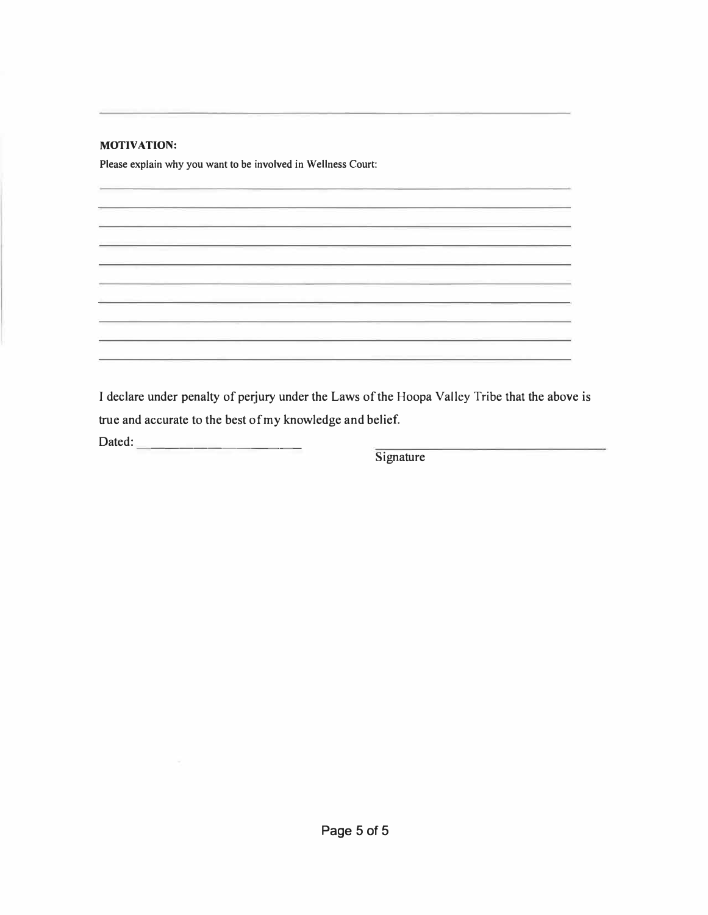**MOTIVATION:**

Please explain why you want to be involved in Wellness Court:

I declare under penalty of perjury under the Laws of the Hoopa Valley Tribe that the above is true and accurate to the best of my knowledge and belief.

Dated: ____________________

____________________
Signature